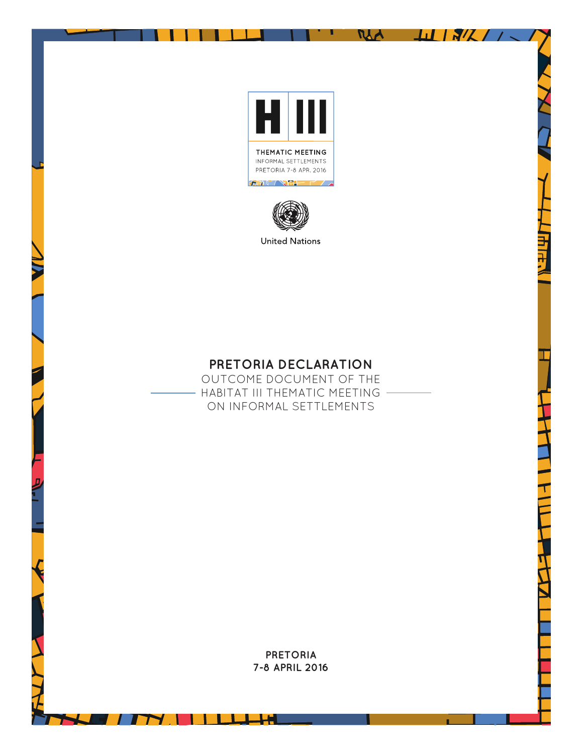H III

THEMATIC MEETING
INFORMAL SETTLEMENTS
PRETORIA 7-8 APR. 2016

United Nations

# PRETORIA DECLARATION

OUTCOME DOCUMENT OF THE HABITAT III THEMATIC MEETING ON INFORMAL SETTLEMENTS

**PRETORIA**
**7-8 APRIL 2016**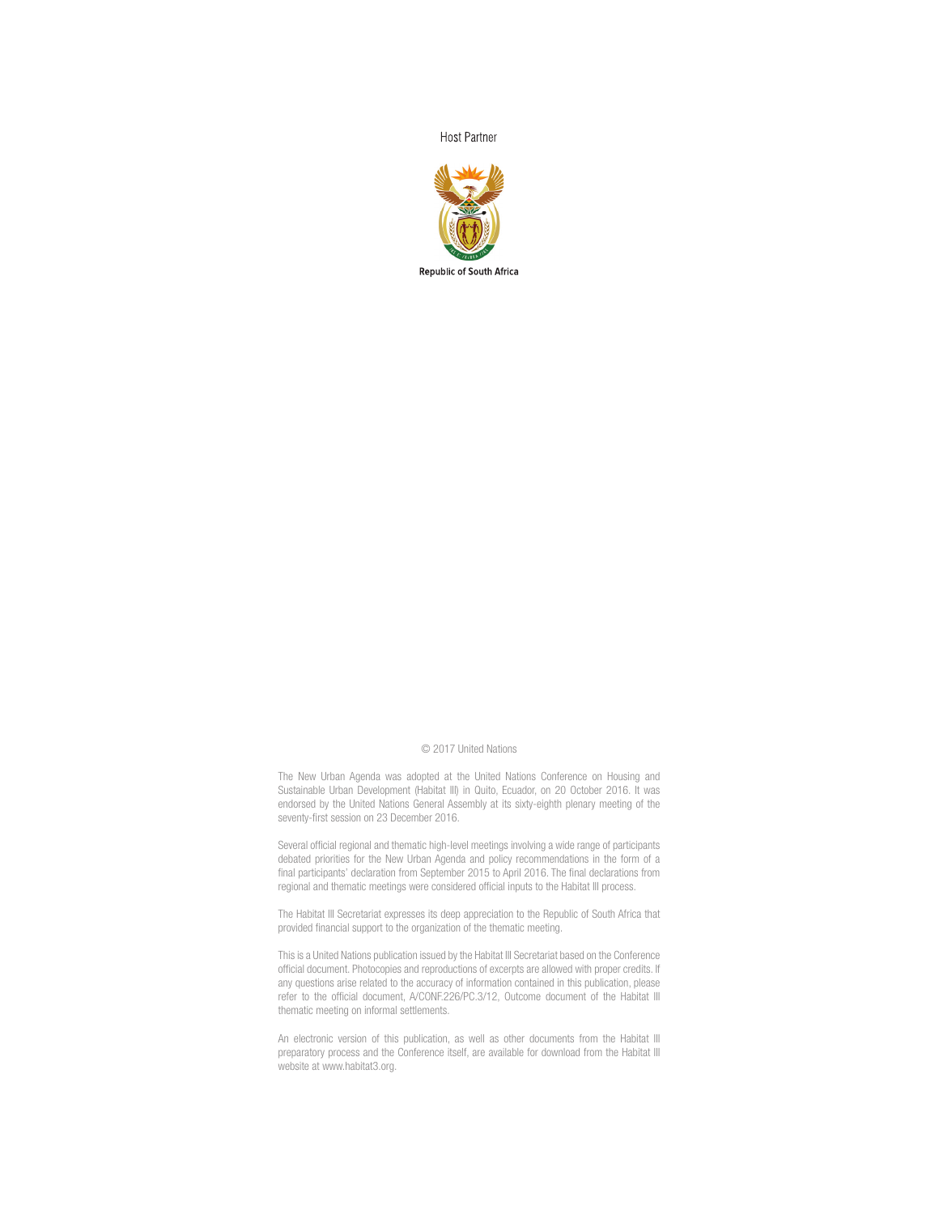Host Partner

Republic of South Africa

© 2017 United Nations

The New Urban Agenda was adopted at the United Nations Conference on Housing and Sustainable Urban Development (Habitat III) in Quito, Ecuador, on 20 October 2016. It was endorsed by the United Nations General Assembly at its sixty-eighth plenary meeting of the seventy-first session on 23 December 2016.

Several official regional and thematic high-level meetings involving a wide range of participants debated priorities for the New Urban Agenda and policy recommendations in the form of a final participants' declaration from September 2015 to April 2016. The final declarations from regional and thematic meetings were considered official inputs to the Habitat III process.

The Habitat III Secretariat expresses its deep appreciation to the Republic of South Africa that provided financial support to the organization of the thematic meeting.

This is a United Nations publication issued by the Habitat III Secretariat based on the Conference official document. Photocopies and reproductions of excerpts are allowed with proper credits. If any questions arise related to the accuracy of information contained in this publication, please refer to the official document, A/CONF.226/PC.3/12, Outcome document of the Habitat III thematic meeting on informal settlements.

An electronic version of this publication, as well as other documents from the Habitat III preparatory process and the Conference itself, are available for download from the Habitat III website at www.habitat3.org.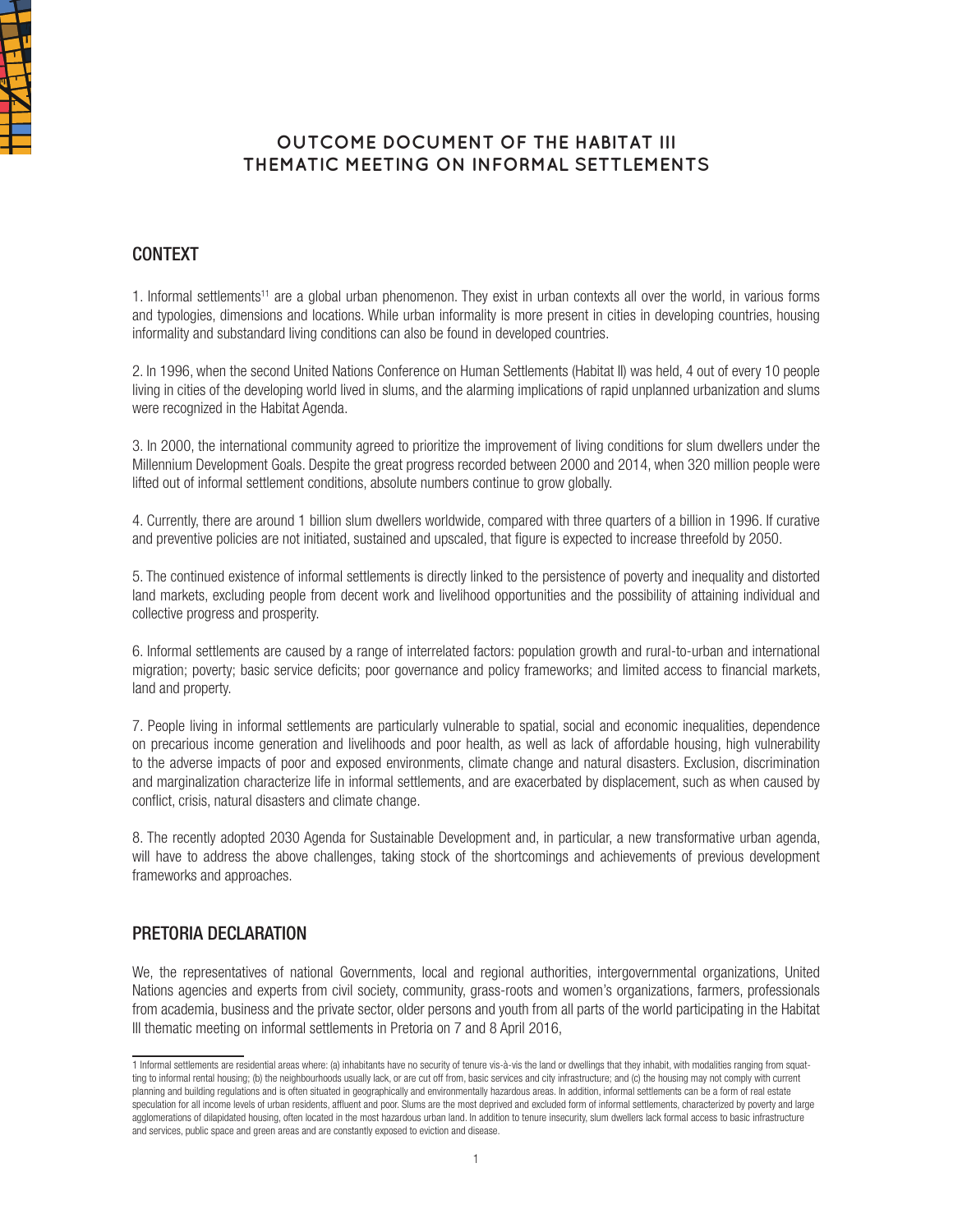# OUTCOME DOCUMENT OF THE HABITAT III THEMATIC MEETING ON INFORMAL SETTLEMENTS

## CONTEXT

1. Informal settlements[11] are a global urban phenomenon. They exist in urban contexts all over the world, in various forms and typologies, dimensions and locations. While urban informality is more present in cities in developing countries, housing informality and substandard living conditions can also be found in developed countries.

2. In 1996, when the second United Nations Conference on Human Settlements (Habitat II) was held, 4 out of every 10 people living in cities of the developing world lived in slums, and the alarming implications of rapid unplanned urbanization and slums were recognized in the Habitat Agenda.

3. In 2000, the international community agreed to prioritize the improvement of living conditions for slum dwellers under the Millennium Development Goals. Despite the great progress recorded between 2000 and 2014, when 320 million people were lifted out of informal settlement conditions, absolute numbers continue to grow globally.

4. Currently, there are around 1 billion slum dwellers worldwide, compared with three quarters of a billion in 1996. If curative and preventive policies are not initiated, sustained and upscaled, that figure is expected to increase threefold by 2050.

5. The continued existence of informal settlements is directly linked to the persistence of poverty and inequality and distorted land markets, excluding people from decent work and livelihood opportunities and the possibility of attaining individual and collective progress and prosperity.

6. Informal settlements are caused by a range of interrelated factors: population growth and rural-to-urban and international migration; poverty; basic service deficits; poor governance and policy frameworks; and limited access to financial markets, land and property.

7. People living in informal settlements are particularly vulnerable to spatial, social and economic inequalities, dependence on precarious income generation and livelihoods and poor health, as well as lack of affordable housing, high vulnerability to the adverse impacts of poor and exposed environments, climate change and natural disasters. Exclusion, discrimination and marginalization characterize life in informal settlements, and are exacerbated by displacement, such as when caused by conflict, crisis, natural disasters and climate change.

8. The recently adopted 2030 Agenda for Sustainable Development and, in particular, a new transformative urban agenda, will have to address the above challenges, taking stock of the shortcomings and achievements of previous development frameworks and approaches.

## PRETORIA DECLARATION

We, the representatives of national Governments, local and regional authorities, intergovernmental organizations, United Nations agencies and experts from civil society, community, grass-roots and women's organizations, farmers, professionals from academia, business and the private sector, older persons and youth from all parts of the world participating in the Habitat III thematic meeting on informal settlements in Pretoria on 7 and 8 April 2016,

---

1 Informal settlements are residential areas where: (a) inhabitants have no security of tenure vis-à-vis the land or dwellings that they inhabit, with modalities ranging from squatting to informal rental housing; (b) the neighbourhoods usually lack, or are cut off from, basic services and city infrastructure; and (c) the housing may not comply with current planning and building regulations and is often situated in geographically and environmentally hazardous areas. In addition, informal settlements can be a form of real estate speculation for all income levels of urban residents, affluent and poor. Slums are the most deprived and excluded form of informal settlements, characterized by poverty and large agglomerations of dilapidated housing, often located in the most hazardous urban land. In addition to tenure insecurity, slum dwellers lack formal access to basic infrastructure and services, public space and green areas and are constantly exposed to eviction and disease.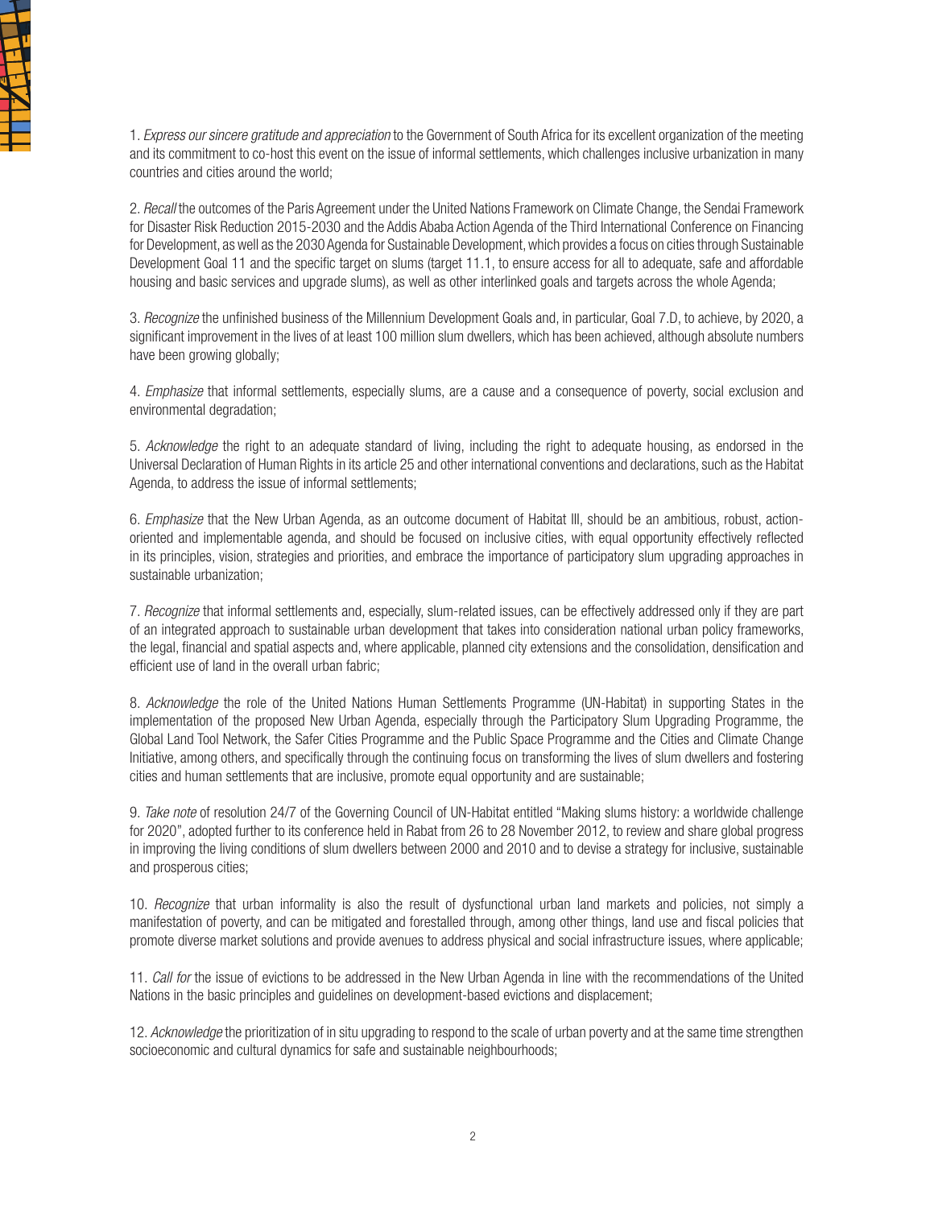1. *Express our sincere gratitude and appreciation* to the Government of South Africa for its excellent organization of the meeting and its commitment to co-host this event on the issue of informal settlements, which challenges inclusive urbanization in many countries and cities around the world;

2. *Recall* the outcomes of the Paris Agreement under the United Nations Framework on Climate Change, the Sendai Framework for Disaster Risk Reduction 2015-2030 and the Addis Ababa Action Agenda of the Third International Conference on Financing for Development, as well as the 2030 Agenda for Sustainable Development, which provides a focus on cities through Sustainable Development Goal 11 and the specific target on slums (target 11.1, to ensure access for all to adequate, safe and affordable housing and basic services and upgrade slums), as well as other interlinked goals and targets across the whole Agenda;

3. *Recognize* the unfinished business of the Millennium Development Goals and, in particular, Goal 7.D, to achieve, by 2020, a significant improvement in the lives of at least 100 million slum dwellers, which has been achieved, although absolute numbers have been growing globally;

4. *Emphasize* that informal settlements, especially slums, are a cause and a consequence of poverty, social exclusion and environmental degradation;

5. *Acknowledge* the right to an adequate standard of living, including the right to adequate housing, as endorsed in the Universal Declaration of Human Rights in its article 25 and other international conventions and declarations, such as the Habitat Agenda, to address the issue of informal settlements;

6. *Emphasize* that the New Urban Agenda, as an outcome document of Habitat III, should be an ambitious, robust, action-oriented and implementable agenda, and should be focused on inclusive cities, with equal opportunity effectively reflected in its principles, vision, strategies and priorities, and embrace the importance of participatory slum upgrading approaches in sustainable urbanization;

7. *Recognize* that informal settlements and, especially, slum-related issues, can be effectively addressed only if they are part of an integrated approach to sustainable urban development that takes into consideration national urban policy frameworks, the legal, financial and spatial aspects and, where applicable, planned city extensions and the consolidation, densification and efficient use of land in the overall urban fabric;

8. *Acknowledge* the role of the United Nations Human Settlements Programme (UN-Habitat) in supporting States in the implementation of the proposed New Urban Agenda, especially through the Participatory Slum Upgrading Programme, the Global Land Tool Network, the Safer Cities Programme and the Public Space Programme and the Cities and Climate Change Initiative, among others, and specifically through the continuing focus on transforming the lives of slum dwellers and fostering cities and human settlements that are inclusive, promote equal opportunity and are sustainable;

9. *Take note* of resolution 24/7 of the Governing Council of UN-Habitat entitled "Making slums history: a worldwide challenge for 2020", adopted further to its conference held in Rabat from 26 to 28 November 2012, to review and share global progress in improving the living conditions of slum dwellers between 2000 and 2010 and to devise a strategy for inclusive, sustainable and prosperous cities;

10. *Recognize* that urban informality is also the result of dysfunctional urban land markets and policies, not simply a manifestation of poverty, and can be mitigated and forestalled through, among other things, land use and fiscal policies that promote diverse market solutions and provide avenues to address physical and social infrastructure issues, where applicable;

11. *Call for* the issue of evictions to be addressed in the New Urban Agenda in line with the recommendations of the United Nations in the basic principles and guidelines on development-based evictions and displacement;

12. *Acknowledge* the prioritization of in situ upgrading to respond to the scale of urban poverty and at the same time strengthen socioeconomic and cultural dynamics for safe and sustainable neighbourhoods;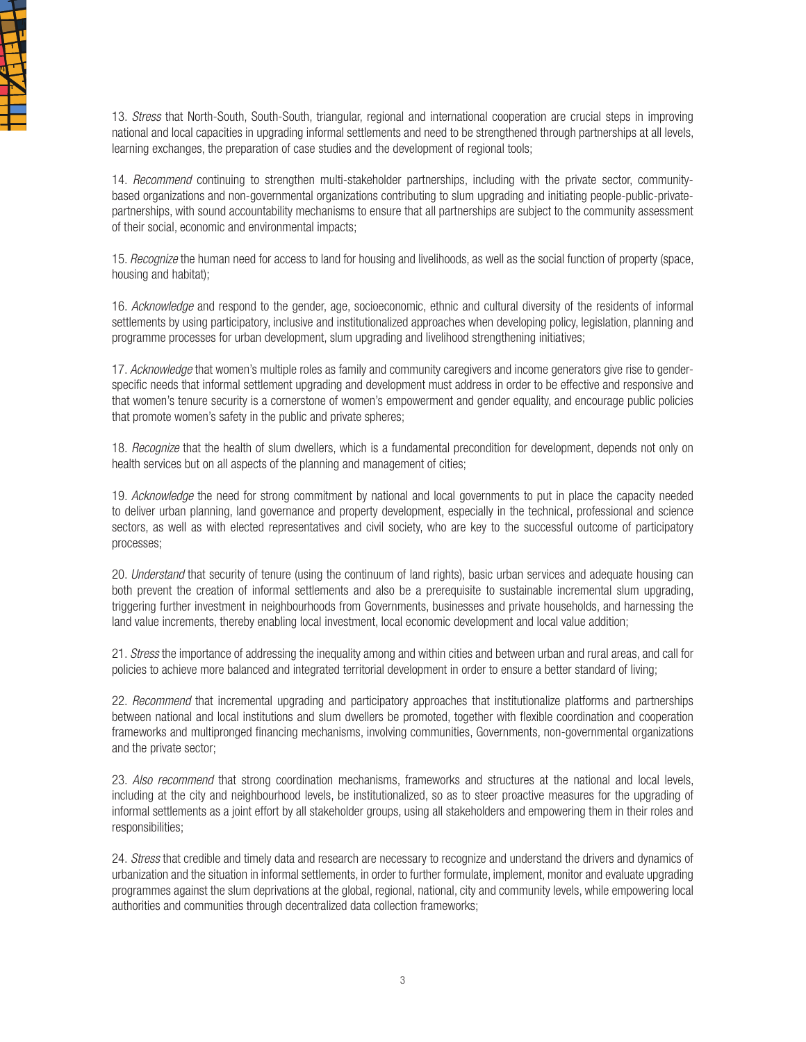13. *Stress* that North-South, South-South, triangular, regional and international cooperation are crucial steps in improving national and local capacities in upgrading informal settlements and need to be strengthened through partnerships at all levels, learning exchanges, the preparation of case studies and the development of regional tools;

14. *Recommend* continuing to strengthen multi-stakeholder partnerships, including with the private sector, community-based organizations and non-governmental organizations contributing to slum upgrading and initiating people-public-private-partnerships, with sound accountability mechanisms to ensure that all partnerships are subject to the community assessment of their social, economic and environmental impacts;

15. *Recognize* the human need for access to land for housing and livelihoods, as well as the social function of property (space, housing and habitat);

16. *Acknowledge* and respond to the gender, age, socioeconomic, ethnic and cultural diversity of the residents of informal settlements by using participatory, inclusive and institutionalized approaches when developing policy, legislation, planning and programme processes for urban development, slum upgrading and livelihood strengthening initiatives;

17. *Acknowledge* that women's multiple roles as family and community caregivers and income generators give rise to gender-specific needs that informal settlement upgrading and development must address in order to be effective and responsive and that women's tenure security is a cornerstone of women's empowerment and gender equality, and encourage public policies that promote women's safety in the public and private spheres;

18. *Recognize* that the health of slum dwellers, which is a fundamental precondition for development, depends not only on health services but on all aspects of the planning and management of cities;

19. *Acknowledge* the need for strong commitment by national and local governments to put in place the capacity needed to deliver urban planning, land governance and property development, especially in the technical, professional and science sectors, as well as with elected representatives and civil society, who are key to the successful outcome of participatory processes;

20. *Understand* that security of tenure (using the continuum of land rights), basic urban services and adequate housing can both prevent the creation of informal settlements and also be a prerequisite to sustainable incremental slum upgrading, triggering further investment in neighbourhoods from Governments, businesses and private households, and harnessing the land value increments, thereby enabling local investment, local economic development and local value addition;

21. *Stress* the importance of addressing the inequality among and within cities and between urban and rural areas, and call for policies to achieve more balanced and integrated territorial development in order to ensure a better standard of living;

22. *Recommend* that incremental upgrading and participatory approaches that institutionalize platforms and partnerships between national and local institutions and slum dwellers be promoted, together with flexible coordination and cooperation frameworks and multipronged financing mechanisms, involving communities, Governments, non-governmental organizations and the private sector;

23. *Also recommend* that strong coordination mechanisms, frameworks and structures at the national and local levels, including at the city and neighbourhood levels, be institutionalized, so as to steer proactive measures for the upgrading of informal settlements as a joint effort by all stakeholder groups, using all stakeholders and empowering them in their roles and responsibilities;

24. *Stress* that credible and timely data and research are necessary to recognize and understand the drivers and dynamics of urbanization and the situation in informal settlements, in order to further formulate, implement, monitor and evaluate upgrading programmes against the slum deprivations at the global, regional, national, city and community levels, while empowering local authorities and communities through decentralized data collection frameworks;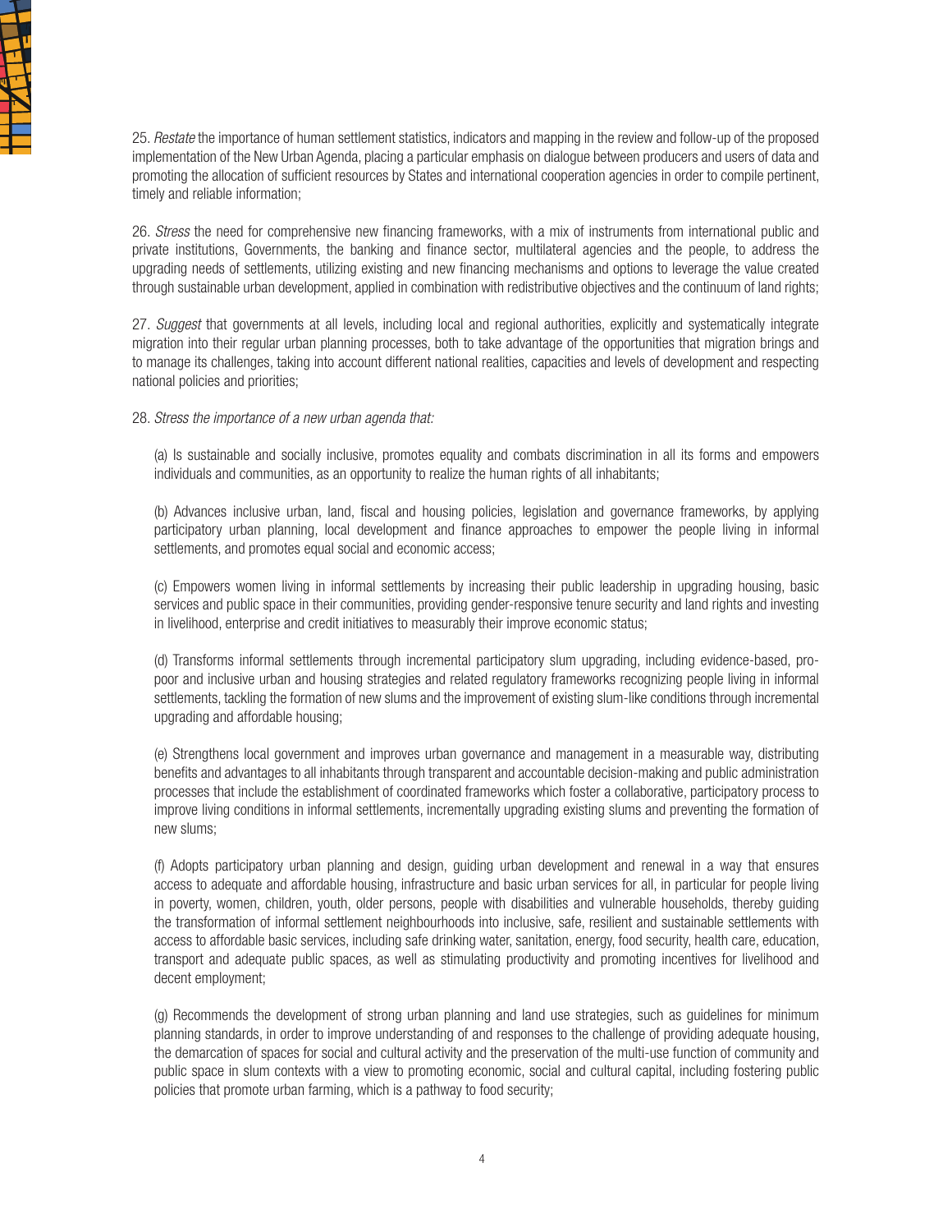25. *Restate* the importance of human settlement statistics, indicators and mapping in the review and follow-up of the proposed implementation of the New Urban Agenda, placing a particular emphasis on dialogue between producers and users of data and promoting the allocation of sufficient resources by States and international cooperation agencies in order to compile pertinent, timely and reliable information;

26. *Stress* the need for comprehensive new financing frameworks, with a mix of instruments from international public and private institutions, Governments, the banking and finance sector, multilateral agencies and the people, to address the upgrading needs of settlements, utilizing existing and new financing mechanisms and options to leverage the value created through sustainable urban development, applied in combination with redistributive objectives and the continuum of land rights;

27. *Suggest* that governments at all levels, including local and regional authorities, explicitly and systematically integrate migration into their regular urban planning processes, both to take advantage of the opportunities that migration brings and to manage its challenges, taking into account different national realities, capacities and levels of development and respecting national policies and priorities;

28. *Stress the importance of a new urban agenda that:*

(a) Is sustainable and socially inclusive, promotes equality and combats discrimination in all its forms and empowers individuals and communities, as an opportunity to realize the human rights of all inhabitants;

(b) Advances inclusive urban, land, fiscal and housing policies, legislation and governance frameworks, by applying participatory urban planning, local development and finance approaches to empower the people living in informal settlements, and promotes equal social and economic access;

(c) Empowers women living in informal settlements by increasing their public leadership in upgrading housing, basic services and public space in their communities, providing gender-responsive tenure security and land rights and investing in livelihood, enterprise and credit initiatives to measurably their improve economic status;

(d) Transforms informal settlements through incremental participatory slum upgrading, including evidence-based, pro-poor and inclusive urban and housing strategies and related regulatory frameworks recognizing people living in informal settlements, tackling the formation of new slums and the improvement of existing slum-like conditions through incremental upgrading and affordable housing;

(e) Strengthens local government and improves urban governance and management in a measurable way, distributing benefits and advantages to all inhabitants through transparent and accountable decision-making and public administration processes that include the establishment of coordinated frameworks which foster a collaborative, participatory process to improve living conditions in informal settlements, incrementally upgrading existing slums and preventing the formation of new slums;

(f) Adopts participatory urban planning and design, guiding urban development and renewal in a way that ensures access to adequate and affordable housing, infrastructure and basic urban services for all, in particular for people living in poverty, women, children, youth, older persons, people with disabilities and vulnerable households, thereby guiding the transformation of informal settlement neighbourhoods into inclusive, safe, resilient and sustainable settlements with access to affordable basic services, including safe drinking water, sanitation, energy, food security, health care, education, transport and adequate public spaces, as well as stimulating productivity and promoting incentives for livelihood and decent employment;

(g) Recommends the development of strong urban planning and land use strategies, such as guidelines for minimum planning standards, in order to improve understanding of and responses to the challenge of providing adequate housing, the demarcation of spaces for social and cultural activity and the preservation of the multi-use function of community and public space in slum contexts with a view to promoting economic, social and cultural capital, including fostering public policies that promote urban farming, which is a pathway to food security;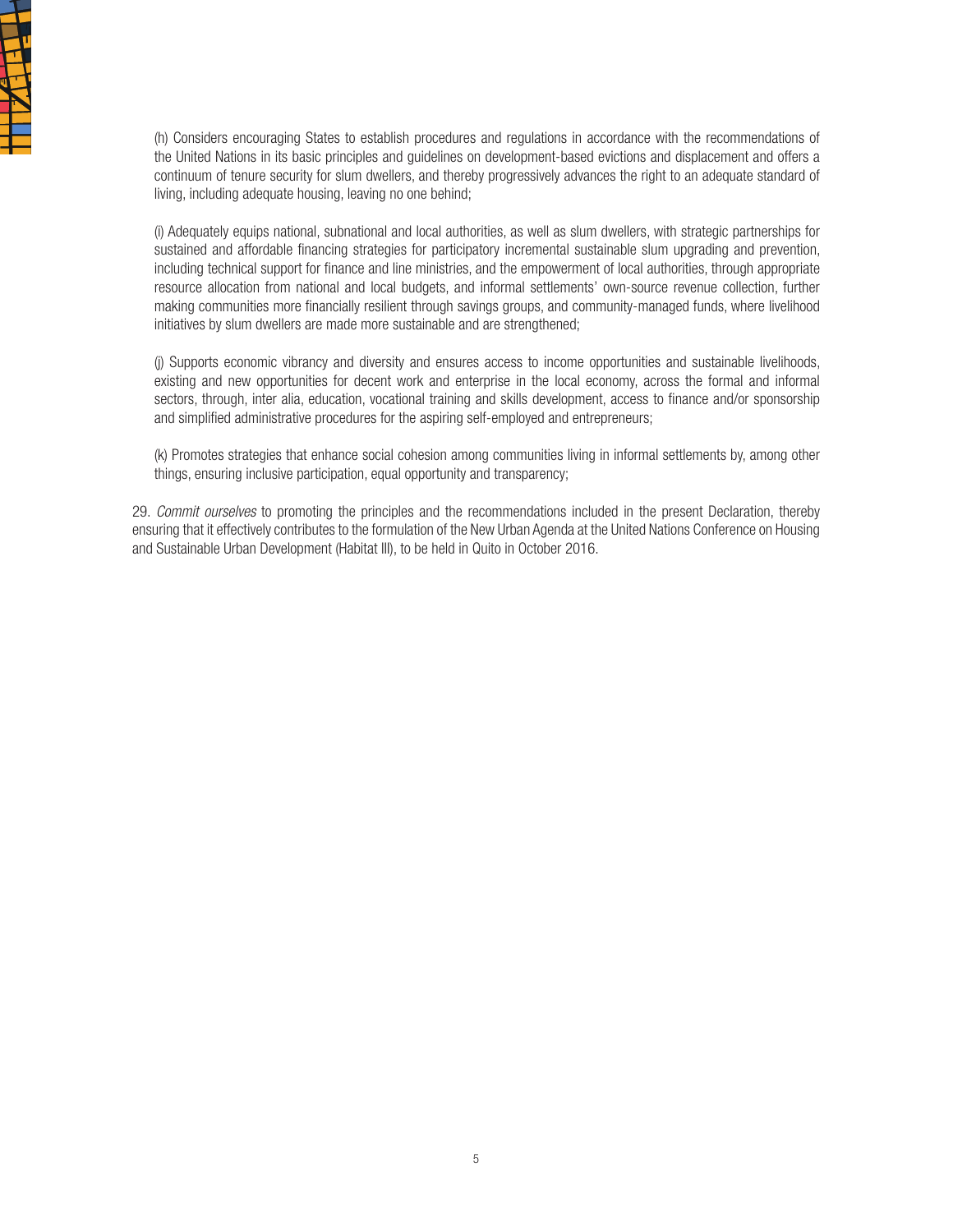(h) Considers encouraging States to establish procedures and regulations in accordance with the recommendations of the United Nations in its basic principles and guidelines on development-based evictions and displacement and offers a continuum of tenure security for slum dwellers, and thereby progressively advances the right to an adequate standard of living, including adequate housing, leaving no one behind;

(i) Adequately equips national, subnational and local authorities, as well as slum dwellers, with strategic partnerships for sustained and affordable financing strategies for participatory incremental sustainable slum upgrading and prevention, including technical support for finance and line ministries, and the empowerment of local authorities, through appropriate resource allocation from national and local budgets, and informal settlements' own-source revenue collection, further making communities more financially resilient through savings groups, and community-managed funds, where livelihood initiatives by slum dwellers are made more sustainable and are strengthened;

(j) Supports economic vibrancy and diversity and ensures access to income opportunities and sustainable livelihoods, existing and new opportunities for decent work and enterprise in the local economy, across the formal and informal sectors, through, inter alia, education, vocational training and skills development, access to finance and/or sponsorship and simplified administrative procedures for the aspiring self-employed and entrepreneurs;

(k) Promotes strategies that enhance social cohesion among communities living in informal settlements by, among other things, ensuring inclusive participation, equal opportunity and transparency;

29. *Commit ourselves* to promoting the principles and the recommendations included in the present Declaration, thereby ensuring that it effectively contributes to the formulation of the New Urban Agenda at the United Nations Conference on Housing and Sustainable Urban Development (Habitat III), to be held in Quito in October 2016.